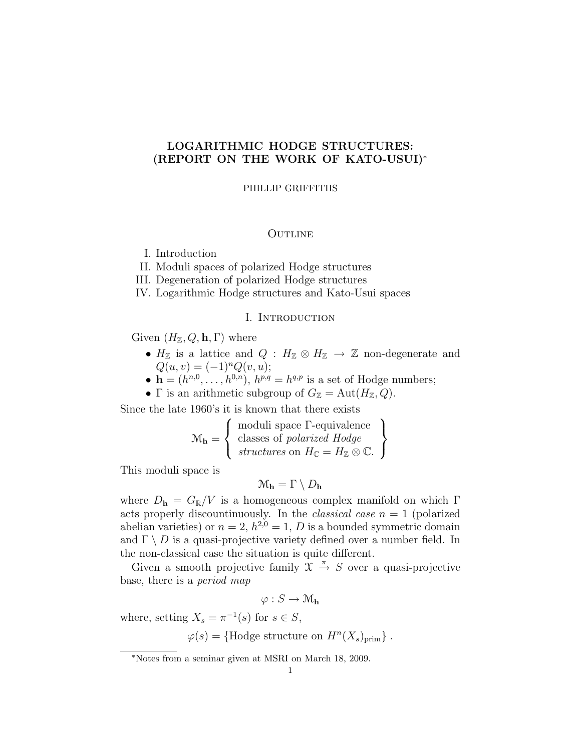# LOGARITHMIC HODGE STRUCTURES: (REPORT ON THE WORK OF KATO-USUI)*

PHILLIP GRIFFITHS

## Outline

I. Introduction

II. Moduli spaces of polarized Hodge structures

III. Degeneration of polarized Hodge structures

IV. Logarithmic Hodge structures and Kato-Usui spaces

## I. Introduction

Given $(H_{\mathbb{Z}}, Q, \mathbf{h}, \Gamma)$ where

- $H_{\mathbb{Z}}$ is a lattice and $Q : H_{\mathbb{Z}} \otimes H_{\mathbb{Z}} \to \mathbb{Z}$ non-degenerate and $Q(u, v) = (-1)^n Q(v, u)$;
- $\mathbf{h} = (h^{n,0}, \ldots, h^{0,n})$, $h^{p,q} = h^{q,p}$ is a set of Hodge numbers;
- $\Gamma$ is an arithmetic subgroup of $G_{\mathbb{Z}} = \mathrm{Aut}(H_{\mathbb{Z}}, Q)$.

Since the late 1960's it is known that there exists

$$\mathcal{M}_{\mathbf{h}} = \left\{ \begin{array}{l} \text{moduli space } \Gamma\text{-equivalence} \\ \text{classes of } \textit{polarized Hodge} \\ \textit{structures} \text{ on } H_{\mathbb{C}} = H_{\mathbb{Z}} \otimes \mathbb{C}. \end{array} \right\}$$

This moduli space is

$$\mathcal{M}_{\mathbf{h}} = \Gamma \setminus D_{\mathbf{h}}$$

where $D_{\mathbf{h}} = G_{\mathbb{R}}/V$ is a homogeneous complex manifold on which $\Gamma$ acts properly discountinuously. In the *classical case* $n = 1$ (polarized abelian varieties) or $n = 2$, $h^{2,0} = 1$, $D$ is a bounded symmetric domain and $\Gamma \setminus D$ is a quasi-projective variety defined over a number field. In the non-classical case the situation is quite different.

Given a smooth projective family $\mathcal{X} \xrightarrow{\pi} S$ over a quasi-projective base, there is a *period map*

$$\varphi : S \to \mathcal{M}_{\mathbf{h}}$$

where, setting $X_s = \pi^{-1}(s)$ for $s \in S$,

$$\varphi(s) = \{\text{Hodge structure on } H^n(X_s)_{\text{prim}}\} .$$

---

*Notes from a seminar given at MSRI on March 18, 2009.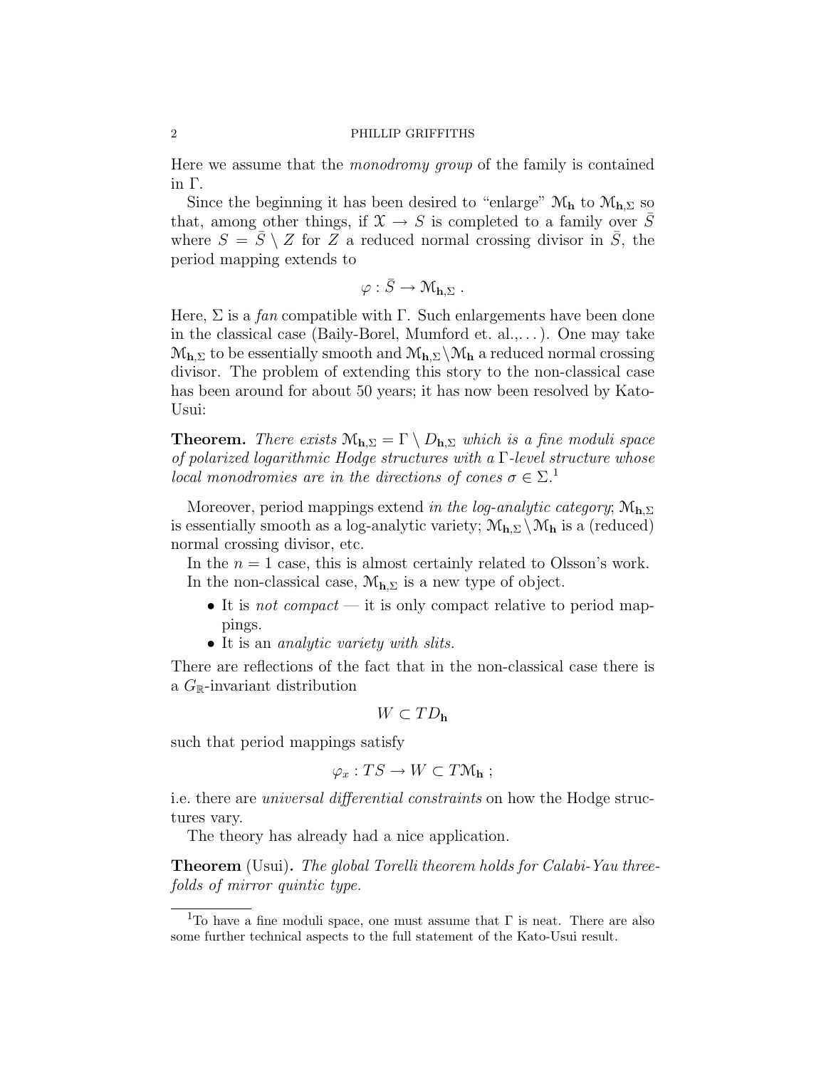Here we assume that the *monodromy group* of the family is contained in $\Gamma$.

Since the beginning it has been desired to "enlarge" $\mathcal{M}_{\mathbf{h}}$ to $\mathcal{M}_{\mathbf{h},\Sigma}$ so that, among other things, if $\mathcal{X} \to S$ is completed to a family over $\bar{S}$ where $S = \bar{S} \setminus Z$ for $Z$ a reduced normal crossing divisor in $\bar{S}$, the period mapping extends to

$$\varphi : \bar{S} \to \mathcal{M}_{\mathbf{h},\Sigma} \ .$$

Here, $\Sigma$ is a *fan* compatible with $\Gamma$. Such enlargements have been done in the classical case (Baily-Borel, Mumford et. al.,...). One may take $\mathcal{M}_{\mathbf{h},\Sigma}$ to be essentially smooth and $\mathcal{M}_{\mathbf{h},\Sigma} \setminus \mathcal{M}_{\mathbf{h}}$ a reduced normal crossing divisor. The problem of extending this story to the non-classical case has been around for about 50 years; it has now been resolved by Kato-Usui:

**Theorem.** *There exists $\mathcal{M}_{\mathbf{h},\Sigma} = \Gamma \setminus D_{\mathbf{h},\Sigma}$ which is a fine moduli space of polarized logarithmic Hodge structures with a $\Gamma$-level structure whose local monodromies are in the directions of cones $\sigma \in \Sigma$.*[1]

Moreover, period mappings extend *in the log-analytic category*; $\mathcal{M}_{\mathbf{h},\Sigma}$ is essentially smooth as a log-analytic variety; $\mathcal{M}_{\mathbf{h},\Sigma} \setminus \mathcal{M}_{\mathbf{h}}$ is a (reduced) normal crossing divisor, etc.

In the $n = 1$ case, this is almost certainly related to Olsson's work.

In the non-classical case, $\mathcal{M}_{\mathbf{h},\Sigma}$ is a new type of object.

- It is *not compact* — it is only compact relative to period mappings.
- It is an *analytic variety with slits.*

There are reflections of the fact that in the non-classical case there is a $G_{\mathbb{R}}$-invariant distribution

$$W \subset TD_{\mathbf{h}}$$

such that period mappings satisfy

$$\varphi_x : TS \to W \subset T\mathcal{M}_{\mathbf{h}} \ ;$$

i.e. there are *universal differential constraints* on how the Hodge structures vary.

The theory has already had a nice application.

**Theorem** (Usui)**.** *The global Torelli theorem holds for Calabi-Yau threefolds of mirror quintic type.*

---

[1] To have a fine moduli space, one must assume that $\Gamma$ is neat. There are also some further technical aspects to the full statement of the Kato-Usui result.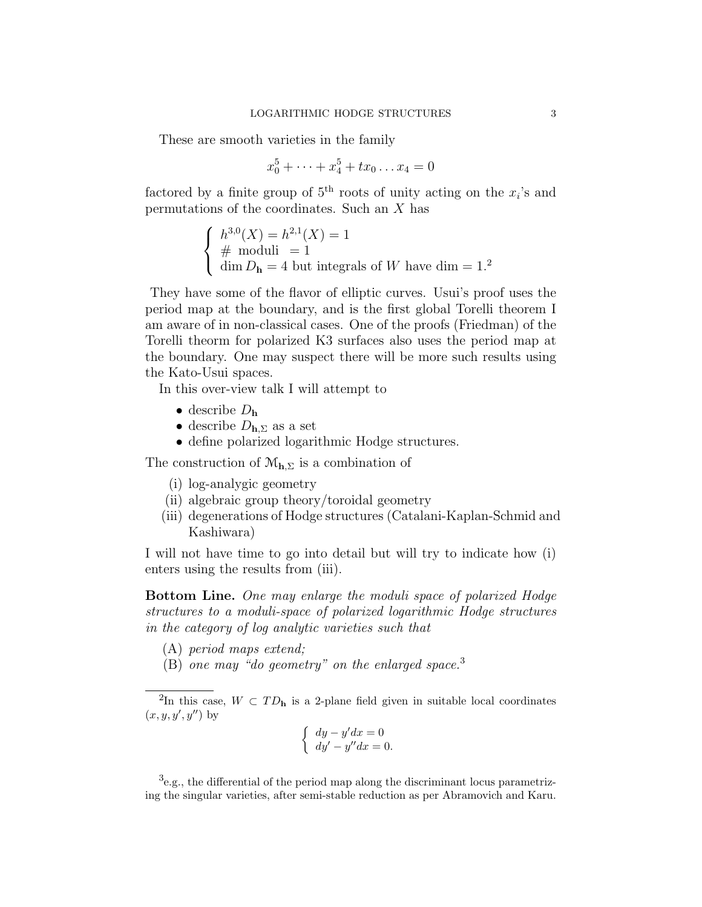These are smooth varieties in the family

$$x_0^5 + \cdots + x_4^5 + t x_0 \ldots x_4 = 0$$

factored by a finite group of $5^{\text{th}}$ roots of unity acting on the $x_i$'s and permutations of the coordinates. Such an $X$ has

$$\begin{cases} h^{3,0}(X) = h^{2,1}(X) = 1 \\ \#\ \text{moduli}\ = 1 \\ \dim D_{\mathbf{h}} = 4 \text{ but integrals of } W \text{ have } \dim = 1.^{2} \end{cases}$$

They have some of the flavor of elliptic curves. Usui's proof uses the period map at the boundary, and is the first global Torelli theorem I am aware of in non-classical cases. One of the proofs (Friedman) of the Torelli theorm for polarized K3 surfaces also uses the period map at the boundary. One may suspect there will be more such results using the Kato-Usui spaces.

In this over-view talk I will attempt to

- describe $D_{\mathbf{h}}$
- describe $D_{\mathbf{h},\Sigma}$ as a set
- define polarized logarithmic Hodge structures.

The construction of $\mathcal{M}_{\mathbf{h},\Sigma}$ is a combination of

(i) log-analygic geometry
(ii) algebraic group theory/toroidal geometry
(iii) degenerations of Hodge structures (Catalani-Kaplan-Schmid and Kashiwara)

I will not have time to go into detail but will try to indicate how (i) enters using the results from (iii).

**Bottom Line.** *One may enlarge the moduli space of polarized Hodge structures to a moduli-space of polarized logarithmic Hodge structures in the category of log analytic varieties such that*

(A) *period maps extend;*
(B) *one may "do geometry" on the enlarged space.*[3]

---

[2] In this case, $W \subset TD_{\mathbf{h}}$ is a 2-plane field given in suitable local coordinates $(x, y, y', y'')$ by

$$\begin{cases} dy - y'dx = 0 \\ dy' - y''dx = 0. \end{cases}$$

[3] e.g., the differential of the period map along the discriminant locus parametrizing the singular varieties, after semi-stable reduction as per Abramovich and Karu.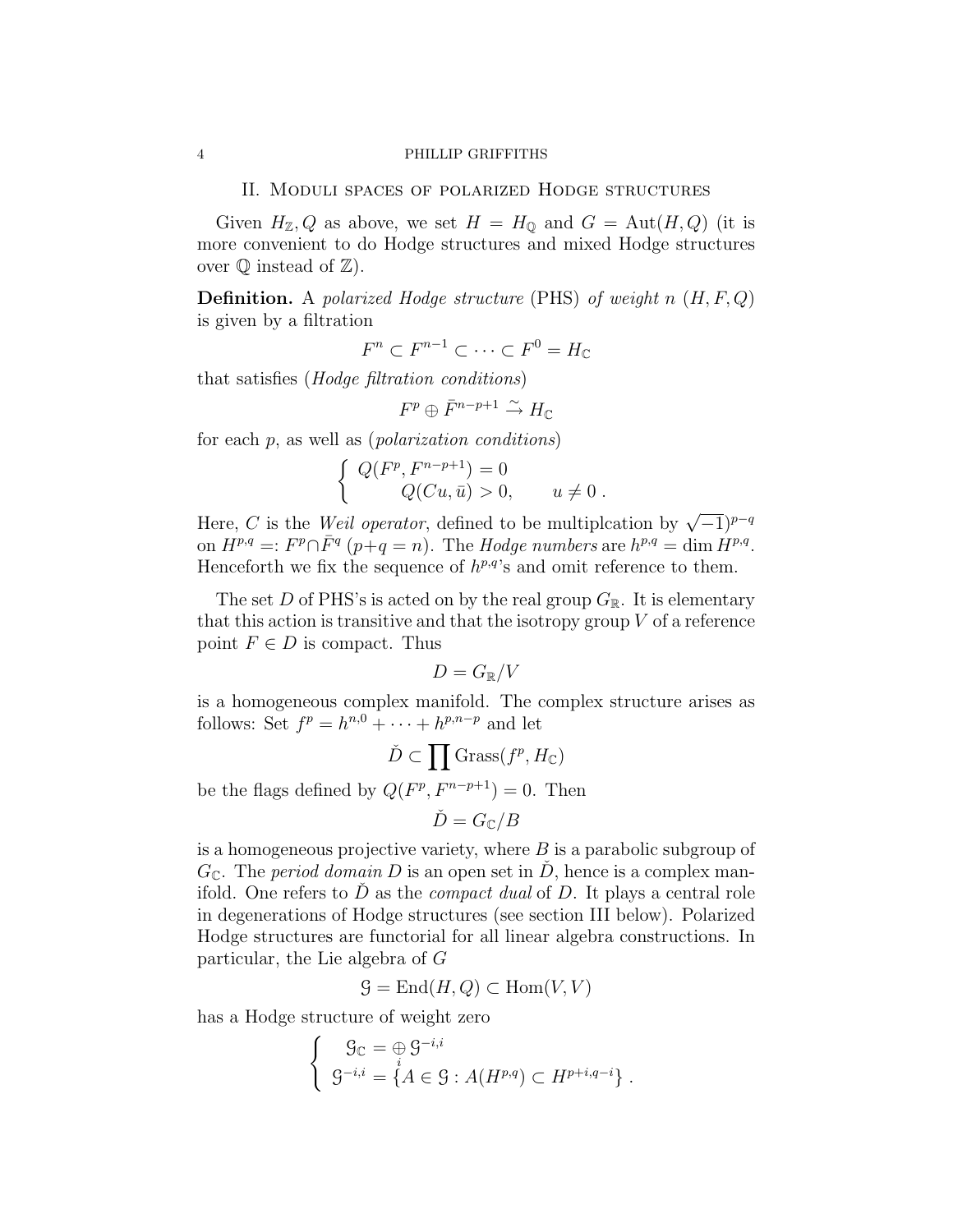## II. Moduli spaces of polarized Hodge structures

Given $H_{\mathbb{Z}}, Q$ as above, we set $H = H_{\mathbb{Q}}$ and $G = \mathrm{Aut}(H, Q)$ (it is more convenient to do Hodge structures and mixed Hodge structures over $\mathbb{Q}$ instead of $\mathbb{Z}$).

**Definition.** A *polarized Hodge structure* (PHS) *of weight* $n$ $(H, F, Q)$ is given by a filtration

$$F^n \subset F^{n-1} \subset \cdots \subset F^0 = H_{\mathbb{C}}$$

that satisfies (*Hodge filtration conditions*)

$$F^p \oplus \bar{F}^{n-p+1} \xrightarrow{\sim} H_{\mathbb{C}}$$

for each $p$, as well as (*polarization conditions*)

$$\begin{cases} Q(F^p, F^{n-p+1}) = 0 \\ \qquad Q(Cu, \bar{u}) > 0, \qquad u \neq 0 \ . \end{cases}$$

Here, $C$ is the *Weil operator*, defined to be multiplcation by $\sqrt{-1})^{p-q}$ on $H^{p,q} =: F^p \cap \bar{F}^q$ $(p+q = n)$. The *Hodge numbers* are $h^{p,q} = \dim H^{p,q}$. Henceforth we fix the sequence of $h^{p,q}$'s and omit reference to them.

The set $D$ of PHS's is acted on by the real group $G_{\mathbb{R}}$. It is elementary that this action is transitive and that the isotropy group $V$ of a reference point $F \in D$ is compact. Thus

$$D = G_{\mathbb{R}}/V$$

is a homogeneous complex manifold. The complex structure arises as follows: Set $f^p = h^{n,0} + \cdots + h^{p,n-p}$ and let

$$\check{D} \subset \prod \mathrm{Grass}(f^p, H_{\mathbb{C}})$$

be the flags defined by $Q(F^p, F^{n-p+1}) = 0$. Then

$$\check{D} = G_{\mathbb{C}}/B$$

is a homogeneous projective variety, where $B$ is a parabolic subgroup of $G_{\mathbb{C}}$. The *period domain* $D$ is an open set in $\check{D}$, hence is a complex manifold. One refers to $\check{D}$ as the *compact dual* of $D$. It plays a central role in degenerations of Hodge structures (see section III below). Polarized Hodge structures are functorial for all linear algebra constructions. In particular, the Lie algebra of $G$

$$\mathcal{G} = \mathrm{End}(H, Q) \subset \mathrm{Hom}(V, V)$$

has a Hodge structure of weight zero

$$\begin{cases} \quad \mathcal{G}_{\mathbb{C}} = \bigoplus\limits_{i} \mathcal{G}^{-i,i} \\ \ \mathcal{G}^{-i,i} = \{A \in \mathcal{G} : A(H^{p,q}) \subset H^{p+i,q-i}\} \ . \end{cases}$$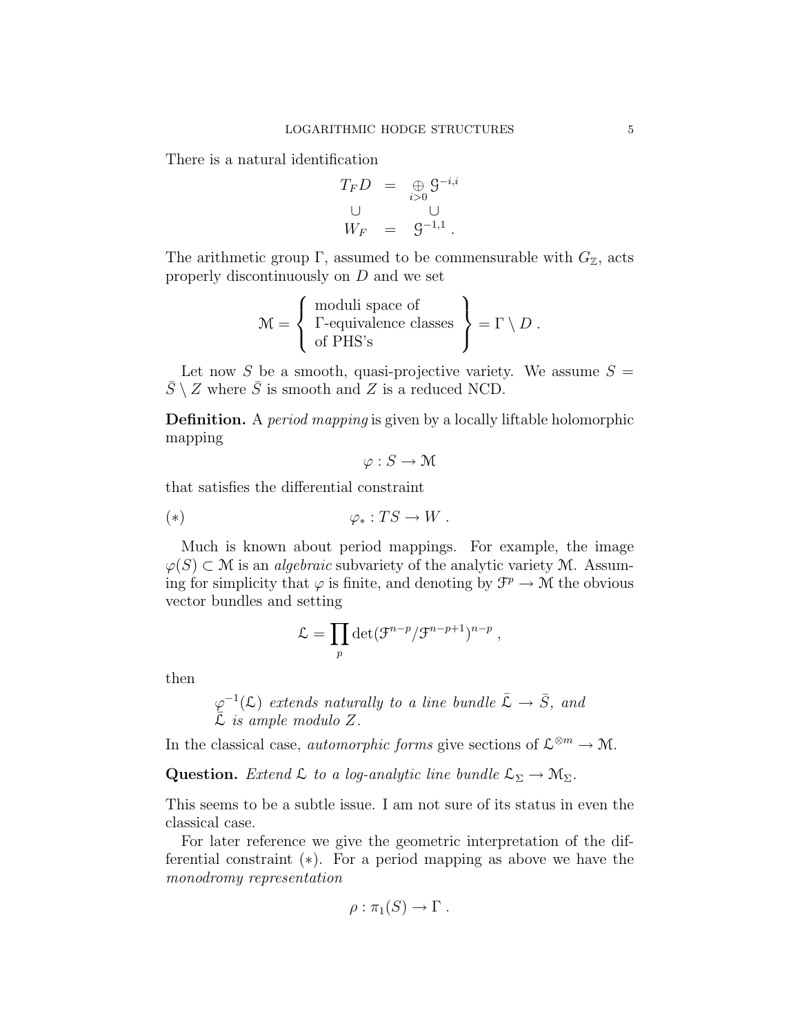There is a natural identification

$$\begin{array}{ccc} T_F D & = & \underset{i>0}{\oplus} \mathcal{G}^{-i,i} \\ \cup & & \cup \\ W_F & = & \mathcal{G}^{-1,1} . \end{array}$$

The arithmetic group $\Gamma$, assumed to be commensurable with $G_{\mathbb{Z}}$, acts properly discontinuously on $D$ and we set

$$\mathcal{M} = \left\{ \begin{array}{l} \text{moduli space of} \\ \Gamma\text{-equivalence classes} \\ \text{of PHS's} \end{array} \right\} = \Gamma \setminus D .$$

Let now $S$ be a smooth, quasi-projective variety. We assume $S = \bar{S} \setminus Z$ where $\bar{S}$ is smooth and $Z$ is a reduced NCD.

**Definition.** A *period mapping* is given by a locally liftable holomorphic mapping

$$\varphi : S \to \mathcal{M}$$

that satisfies the differential constraint

$$(*) \qquad\qquad \varphi_* : TS \to W .$$

Much is known about period mappings. For example, the image $\varphi(S) \subset \mathcal{M}$ is an *algebraic* subvariety of the analytic variety $\mathcal{M}$. Assuming for simplicity that $\varphi$ is finite, and denoting by $\mathcal{F}^p \to \mathcal{M}$ the obvious vector bundles and setting

$$\mathcal{L} = \prod_p \det(\mathcal{F}^{n-p}/\mathcal{F}^{n-p+1})^{n-p} ,$$

then

> $\varphi^{-1}(\mathcal{L})$ *extends naturally to a line bundle* $\bar{\mathcal{L}} \to \bar{S}$*, and* $\bar{\mathcal{L}}$ *is ample modulo* $Z$*.*

In the classical case, *automorphic forms* give sections of $\mathcal{L}^{\otimes m} \to \mathcal{M}$.

**Question.** *Extend* $\mathcal{L}$ *to a log-analytic line bundle* $\mathcal{L}_\Sigma \to \mathcal{M}_\Sigma$*.*

This seems to be a subtle issue. I am not sure of its status in even the classical case.

For later reference we give the geometric interpretation of the differential constraint $(*)$. For a period mapping as above we have the *monodromy representation*

$$\rho : \pi_1(S) \to \Gamma .$$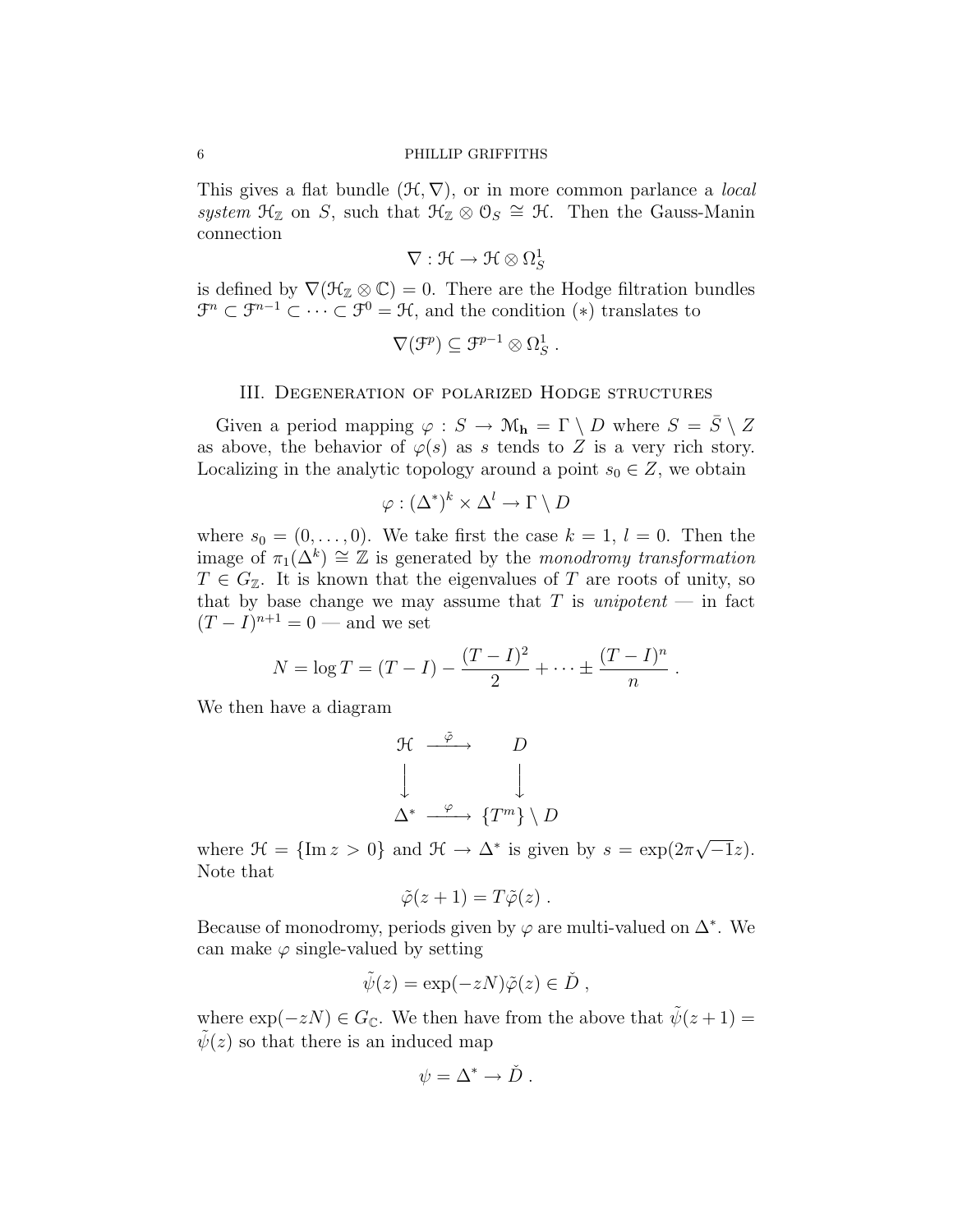This gives a flat bundle $(\mathcal{H}, \nabla)$, or in more common parlance a *local system* $\mathcal{H}_{\mathbb{Z}}$ on $S$, such that $\mathcal{H}_{\mathbb{Z}} \otimes \mathcal{O}_S \cong \mathcal{H}$. Then the Gauss-Manin connection

$$\nabla : \mathcal{H} \to \mathcal{H} \otimes \Omega^1_S$$

is defined by $\nabla(\mathcal{H}_{\mathbb{Z}} \otimes \mathbb{C}) = 0$. There are the Hodge filtration bundles $\mathcal{F}^n \subset \mathcal{F}^{n-1} \subset \cdots \subset \mathcal{F}^0 = \mathcal{H}$, and the condition $(*)$ translates to

$$\nabla(\mathcal{F}^p) \subseteq \mathcal{F}^{p-1} \otimes \Omega^1_S \, .$$

## III. Degeneration of polarized Hodge structures

Given a period mapping $\varphi : S \to \mathcal{M}_{\mathbf{h}} = \Gamma \setminus D$ where $S = \bar{S} \setminus Z$ as above, the behavior of $\varphi(s)$ as $s$ tends to $Z$ is a very rich story. Localizing in the analytic topology around a point $s_0 \in Z$, we obtain

$$\varphi : (\Delta^*)^k \times \Delta^l \to \Gamma \setminus D$$

where $s_0 = (0, \ldots, 0)$. We take first the case $k = 1$, $l = 0$. Then the image of $\pi_1(\Delta^k) \cong \mathbb{Z}$ is generated by the *monodromy transformation* $T \in G_{\mathbb{Z}}$. It is known that the eigenvalues of $T$ are roots of unity, so that by base change we may assume that $T$ is *unipotent* — in fact $(T - I)^{n+1} = 0$ — and we set

$$N = \log T = (T - I) - \frac{(T - I)^2}{2} + \cdots \pm \frac{(T - I)^n}{n} \, .$$

We then have a diagram

$$\begin{array}{ccc} \mathcal{H} & \xrightarrow{\tilde{\varphi}} & D \\ \downarrow & & \downarrow \\ \Delta^* & \xrightarrow{\varphi} & \{T^m\} \setminus D \end{array}$$

where $\mathcal{H} = \{\operatorname{Im} z > 0\}$ and $\mathcal{H} \to \Delta^*$ is given by $s = \exp(2\pi\sqrt{-1}z)$. Note that

$$\tilde{\varphi}(z + 1) = T\tilde{\varphi}(z) \, .$$

Because of monodromy, periods given by $\varphi$ are multi-valued on $\Delta^*$. We can make $\varphi$ single-valued by setting

$$\tilde{\psi}(z) = \exp(-zN)\tilde{\varphi}(z) \in \check{D} \, ,$$

where $\exp(-zN) \in G_{\mathbb{C}}$. We then have from the above that $\tilde{\psi}(z + 1) = \tilde{\psi}(z)$ so that there is an induced map

$$\psi = \Delta^* \to \check{D} \, .$$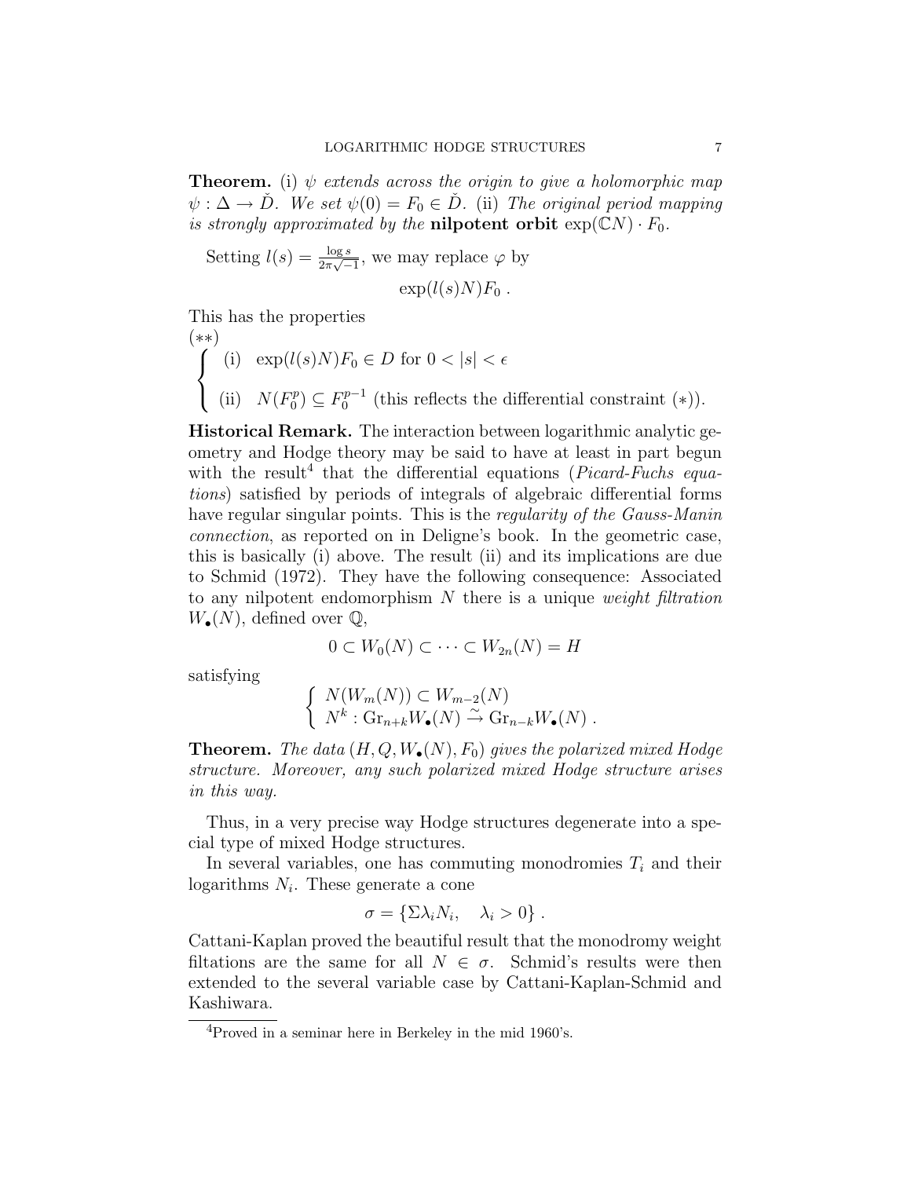**Theorem.** (i) *$\psi$ extends across the origin to give a holomorphic map $\psi : \Delta \to \check{D}$. We set $\psi(0) = F_0 \in \check{D}$.* (ii) *The original period mapping is strongly approximated by the* **nilpotent orbit** $\exp(\mathbb{C}N) \cdot F_0$.

Setting $l(s) = \frac{\log s}{2\pi\sqrt{-1}}$, we may replace $\varphi$ by

$$\exp(l(s)N)F_0 \ .$$

This has the properties

(∗∗)

$$\begin{cases} \text{(i)} \quad \exp(l(s)N)F_0 \in D \text{ for } 0 < |s| < \epsilon \\ \text{(ii)} \quad N(F_0^p) \subseteq F_0^{p-1} \text{ (this reflects the differential constraint } (*)). \end{cases}$$

**Historical Remark.** The interaction between logarithmic analytic geometry and Hodge theory may be said to have at least in part begun with the result[4] that the differential equations (*Picard-Fuchs equations*) satisfied by periods of integrals of algebraic differential forms have regular singular points. This is the *regularity of the Gauss-Manin connection*, as reported on in Deligne's book. In the geometric case, this is basically (i) above. The result (ii) and its implications are due to Schmid (1972). They have the following consequence: Associated to any nilpotent endomorphism $N$ there is a unique *weight filtration* $W_\bullet(N)$, defined over $\mathbb{Q}$,

$$0 \subset W_0(N) \subset \cdots \subset W_{2n}(N) = H$$

satisfying

$$\begin{cases} N(W_m(N)) \subset W_{m-2}(N) \\ N^k : \mathrm{Gr}_{n+k} W_\bullet(N) \xrightarrow{\sim} \mathrm{Gr}_{n-k} W_\bullet(N) \ . \end{cases}$$

**Theorem.** *The data $(H, Q, W_\bullet(N), F_0)$ gives the polarized mixed Hodge structure. Moreover, any such polarized mixed Hodge structure arises in this way.*

Thus, in a very precise way Hodge structures degenerate into a special type of mixed Hodge structures.

In several variables, one has commuting monodromies $T_i$ and their logarithms $N_i$. These generate a cone

$$\sigma = \{\Sigma \lambda_i N_i, \quad \lambda_i > 0\} \ .$$

Cattani-Kaplan proved the beautiful result that the monodromy weight filtations are the same for all $N \in \sigma$. Schmid's results were then extended to the several variable case by Cattani-Kaplan-Schmid and Kashiwara.

[4] Proved in a seminar here in Berkeley in the mid 1960's.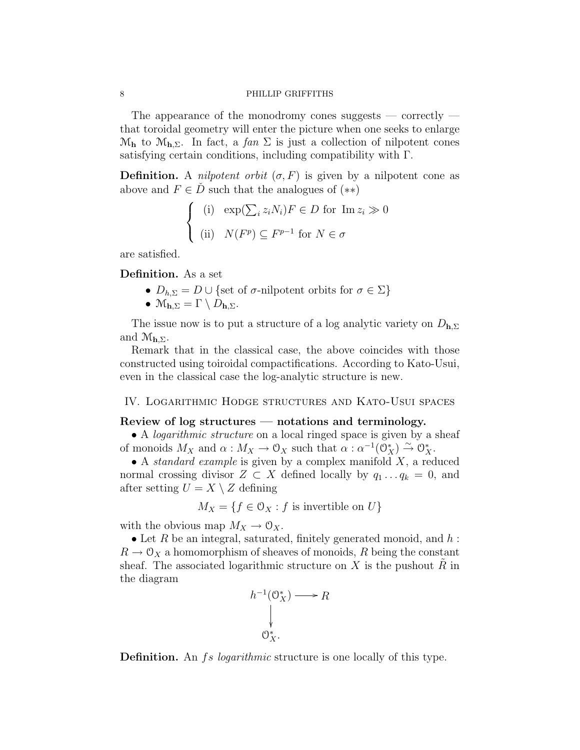The appearance of the monodromy cones suggests — correctly — that toroidal geometry will enter the picture when one seeks to enlarge $\mathcal{M}_{\mathbf{h}}$ to $\mathcal{M}_{\mathbf{h},\Sigma}$. In fact, a *fan* $\Sigma$ is just a collection of nilpotent cones satisfying certain conditions, including compatibility with $\Gamma$.

**Definition.** A *nilpotent orbit* $(\sigma, F)$ is given by a nilpotent cone as above and $F \in \check{D}$ such that the analogues of $(**)$

$$\begin{cases} \text{(i)} \quad \exp(\sum_i z_i N_i) F \in D \text{ for } \operatorname{Im} z_i \gg 0 \\ \text{(ii)} \quad N(F^p) \subseteq F^{p-1} \text{ for } N \in \sigma \end{cases}$$

are satisfied.

**Definition.** As a set

- $D_{h,\Sigma} = D \cup \{\text{set of } \sigma\text{-nilpotent orbits for } \sigma \in \Sigma\}$
- $\mathcal{M}_{\mathbf{h},\Sigma} = \Gamma \setminus D_{\mathbf{h},\Sigma}$.

The issue now is to put a structure of a log analytic variety on $D_{\mathbf{h},\Sigma}$ and $\mathcal{M}_{\mathbf{h},\Sigma}$.

Remark that in the classical case, the above coincides with those constructed using toiroidal compactifications. According to Kato-Usui, even in the classical case the log-analytic structure is new.

## IV. Logarithmic Hodge structures and Kato-Usui spaces

**Review of log structures — notations and terminology.**

• A *logarithmic structure* on a local ringed space is given by a sheaf of monoids $M_X$ and $\alpha : M_X \to \mathcal{O}_X$ such that $\alpha : \alpha^{-1}(\mathcal{O}_X^*) \xrightarrow{\sim} \mathcal{O}_X^*$.

• A *standard example* is given by a complex manifold $X$, a reduced normal crossing divisor $Z \subset X$ defined locally by $q_1 \ldots q_k = 0$, and after setting $U = X \setminus Z$ defining

$$M_X = \{f \in \mathcal{O}_X : f \text{ is invertible on } U\}$$

with the obvious map $M_X \to \mathcal{O}_X$.

• Let $R$ be an integral, saturated, finitely generated monoid, and $h : R \to \mathcal{O}_X$ a homomorphism of sheaves of monoids, $R$ being the constant sheaf. The associated logarithmic structure on $X$ is the pushout $\tilde{R}$ in the diagram

$$\begin{array}{ccc} h^{-1}(\mathcal{O}_X^*) & \longrightarrow & R \\ \big\downarrow & & \\ \mathcal{O}_X^*. & & \end{array}$$

**Definition.** An *fs logarithmic* structure is one locally of this type.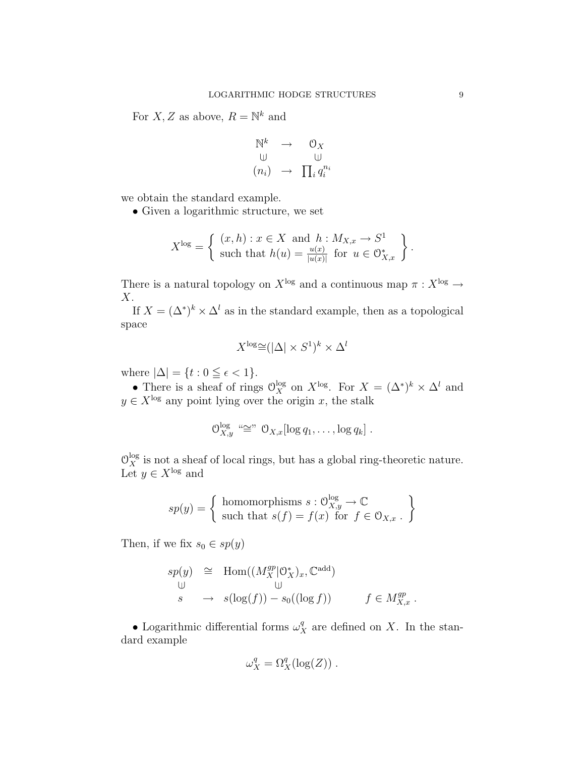For $X, Z$ as above, $R = \mathbb{N}^k$ and

$$\begin{array}{ccc} \mathbb{N}^k & \to & \mathcal{O}_X \\ \cup & & \cup \\ (n_i) & \to & \prod_i q_i^{n_i} \end{array}$$

we obtain the standard example.

• Given a logarithmic structure, we set

$$X^{\log} = \left\{ \begin{array}{l} (x,h) : x \in X \text{ and } h : M_{X,x} \to S^1 \\ \text{such that } h(u) = \frac{u(x)}{|u(x)|} \text{ for } u \in \mathcal{O}^*_{X,x} \end{array} \right\} .$$

There is a natural topology on $X^{\log}$ and a continuous map $\pi : X^{\log} \to X$.

If $X = (\Delta^*)^k \times \Delta^l$ as in the standard example, then as a topological space

$$X^{\log} \cong (|\Delta| \times S^1)^k \times \Delta^l$$

where $|\Delta| = \{t : 0 \leqq \epsilon < 1\}$.

• There is a sheaf of rings $\mathcal{O}_X^{\log}$ on $X^{\log}$. For $X = (\Delta^*)^k \times \Delta^l$ and $y \in X^{\log}$ any point lying over the origin $x$, the stalk

$$\mathcal{O}^{\log}_{X,y} \text{ “}\cong\text{” } \mathcal{O}_{X,x}[\log q_1, \ldots, \log q_k] .$$

$\mathcal{O}_X^{\log}$ is not a sheaf of local rings, but has a global ring-theoretic nature. Let $y \in X^{\log}$ and

$$sp(y) = \left\{ \begin{array}{l} \text{homomorphisms } s : \mathcal{O}^{\log}_{X,y} \to \mathbb{C} \\ \text{such that } s(f) = f(x) \text{ for } f \in \mathcal{O}_{X,x} . \end{array} \right\}$$

Then, if we fix $s_0 \in sp(y)$

$$\begin{array}{ccll} sp(y) & \cong & \operatorname{Hom}((M_X^{gp}|\mathcal{O}_X^*)_x, \mathbb{C}^{\text{add}}) & \\ \cup & & \cup & \\ s & \to & s(\log(f)) - s_0((\log f)) & \qquad f \in M^{gp}_{X,x} . \end{array}$$

• Logarithmic differential forms $\omega_X^q$ are defined on $X$. In the standard example

$$\omega_X^q = \Omega_X^q(\log(Z)) .$$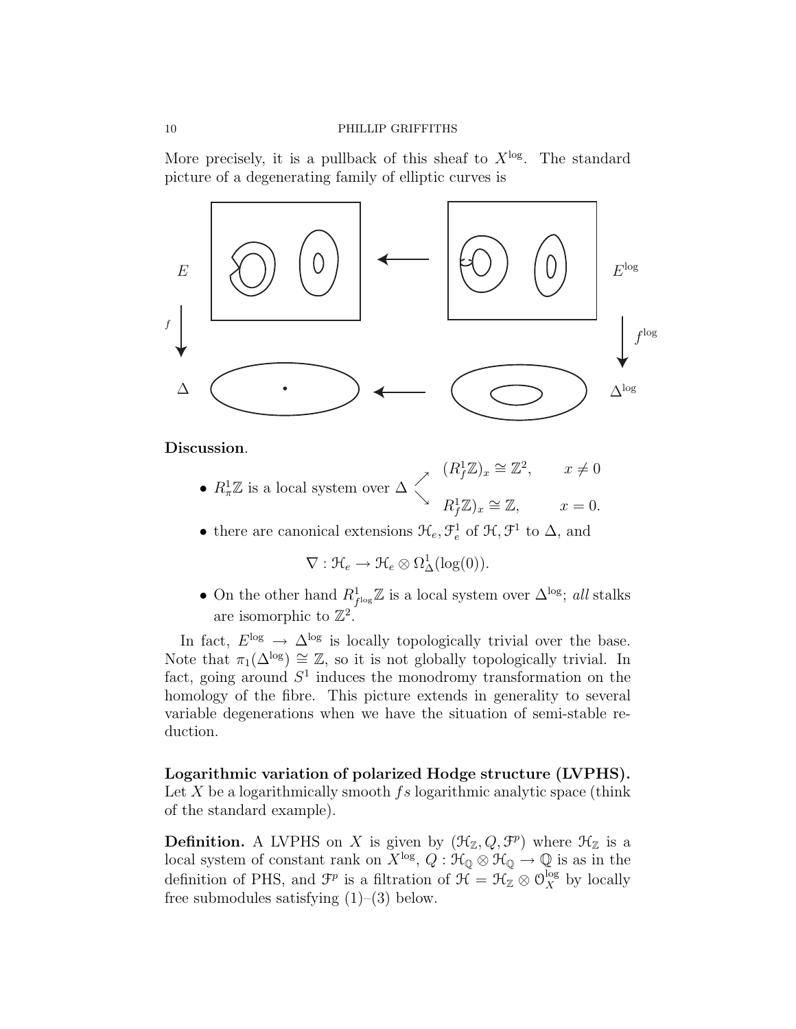More precisely, it is a pullback of this sheaf to $X^{\log}$. The standard picture of a degenerating family of elliptic curves is

**Discussion**.

- $R^1_\pi \mathbb{Z}$ is a local system over $\Delta$ $\begin{cases} (R^1_f\mathbb{Z})_x \cong \mathbb{Z}^2, & x \neq 0 \\ R^1_f\mathbb{Z})_x \cong \mathbb{Z}, & x = 0. \end{cases}$
- there are canonical extensions $\mathcal{H}_e, \mathcal{F}^1_e$ of $\mathcal{H}, \mathcal{F}^1$ to $\Delta$, and

$$\nabla : \mathcal{H}_e \to \mathcal{H}_e \otimes \Omega^1_\Delta(\log(0)).$$

- On the other hand $R^1_{f^{\log}}\mathbb{Z}$ is a local system over $\Delta^{\log}$; *all* stalks are isomorphic to $\mathbb{Z}^2$.

In fact, $E^{\log} \to \Delta^{\log}$ is locally topologically trivial over the base. Note that $\pi_1(\Delta^{\log}) \cong \mathbb{Z}$, so it is not globally topologically trivial. In fact, going around $S^1$ induces the monodromy transformation on the homology of the fibre. This picture extends in generality to several variable degenerations when we have the situation of semi-stable reduction.

**Logarithmic variation of polarized Hodge structure (LVPHS).** Let $X$ be a logarithmically smooth $fs$ logarithmic analytic space (think of the standard example).

**Definition.** A LVPHS on $X$ is given by $(\mathcal{H}_\mathbb{Z}, Q, \mathcal{F}^p)$ where $\mathcal{H}_\mathbb{Z}$ is a local system of constant rank on $X^{\log}$, $Q : \mathcal{H}_\mathbb{Q} \otimes \mathcal{H}_\mathbb{Q} \to \mathbb{Q}$ is as in the definition of PHS, and $\mathcal{F}^p$ is a filtration of $\mathcal{H} = \mathcal{H}_\mathbb{Z} \otimes \mathcal{O}^{\log}_X$ by locally free submodules satisfying (1)–(3) below.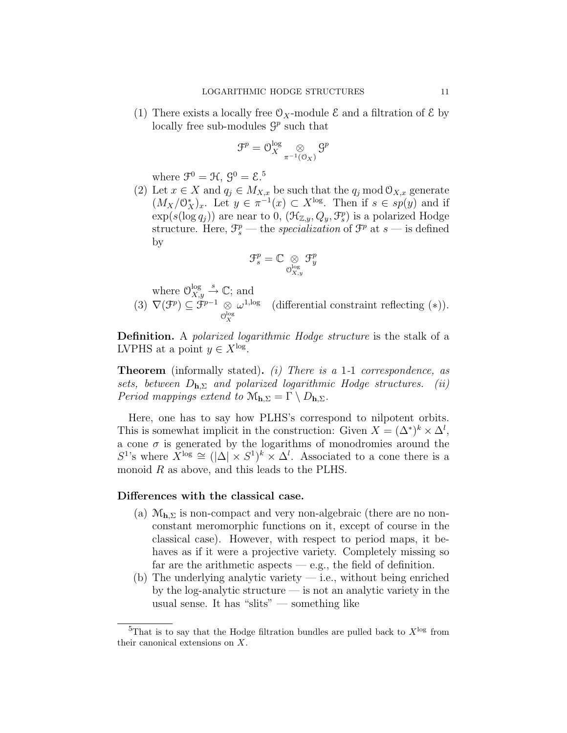(1) There exists a locally free $\mathcal{O}_X$-module $\mathcal{E}$ and a filtration of $\mathcal{E}$ by locally free sub-modules $\mathcal{G}^p$ such that

$$\mathcal{F}^p = \mathcal{O}_X^{\log} \underset{\pi^{-1}(\mathcal{O}_X)}{\otimes} \mathcal{G}^p$$

where $\mathcal{F}^0 = \mathcal{H}$, $\mathcal{G}^0 = \mathcal{E}$.[5]

(2) Let $x \in X$ and $q_j \in M_{X,x}$ be such that the $q_j \bmod \mathcal{O}_{X,x}$ generate $(M_X/\mathcal{O}_X^*)_x$. Let $y \in \pi^{-1}(x) \subset X^{\log}$. Then if $s \in sp(y)$ and if $\exp(s(\log q_j))$ are near to 0, $(\mathcal{H}_{\mathbb{Z},y}, Q_y, \mathcal{F}_s^p)$ is a polarized Hodge structure. Here, $\mathcal{F}_s^p$ — the *specialization* of $\mathcal{F}^p$ at $s$ — is defined by

$$\mathcal{F}_s^p = \mathbb{C} \underset{\mathcal{O}_{X,y}^{\log}}{\otimes} \mathcal{F}_y^p$$

where $\mathcal{O}_{X,y}^{\log} \xrightarrow{s} \mathbb{C}$; and

(3) $\nabla(\mathcal{F}^p) \subseteq \mathcal{F}^{p-1} \underset{\mathcal{O}_X^{\log}}{\otimes} \omega^{1,\log}$ (differential constraint reflecting $(*)$).

**Definition.** A *polarized logarithmic Hodge structure* is the stalk of a LVPHS at a point $y \in X^{\log}$.

**Theorem** (informally stated)**.** *(i) There is a* 1-1 *correspondence, as sets, between* $D_{\mathbf{h},\Sigma}$ *and polarized logarithmic Hodge structures. (ii) Period mappings extend to* $\mathcal{M}_{\mathbf{h},\Sigma} = \Gamma \setminus D_{\mathbf{h},\Sigma}$.

Here, one has to say how PLHS's correspond to nilpotent orbits. This is somewhat implicit in the construction: Given $X = (\Delta^*)^k \times \Delta^l$, a cone $\sigma$ is generated by the logarithms of monodromies around the $S^1$'s where $X^{\log} \cong (|\Delta| \times S^1)^k \times \Delta^l$. Associated to a cone there is a monoid $R$ as above, and this leads to the PLHS.

**Differences with the classical case.**

(a) $\mathcal{M}_{\mathbf{h},\Sigma}$ is non-compact and very non-algebraic (there are no non-constant meromorphic functions on it, except of course in the classical case). However, with respect to period maps, it behaves as if it were a projective variety. Completely missing so far are the arithmetic aspects — e.g., the field of definition.

(b) The underlying analytic variety — i.e., without being enriched by the log-analytic structure — is not an analytic variety in the usual sense. It has "slits" — something like

[5] That is to say that the Hodge filtration bundles are pulled back to $X^{\log}$ from their canonical extensions on $X$.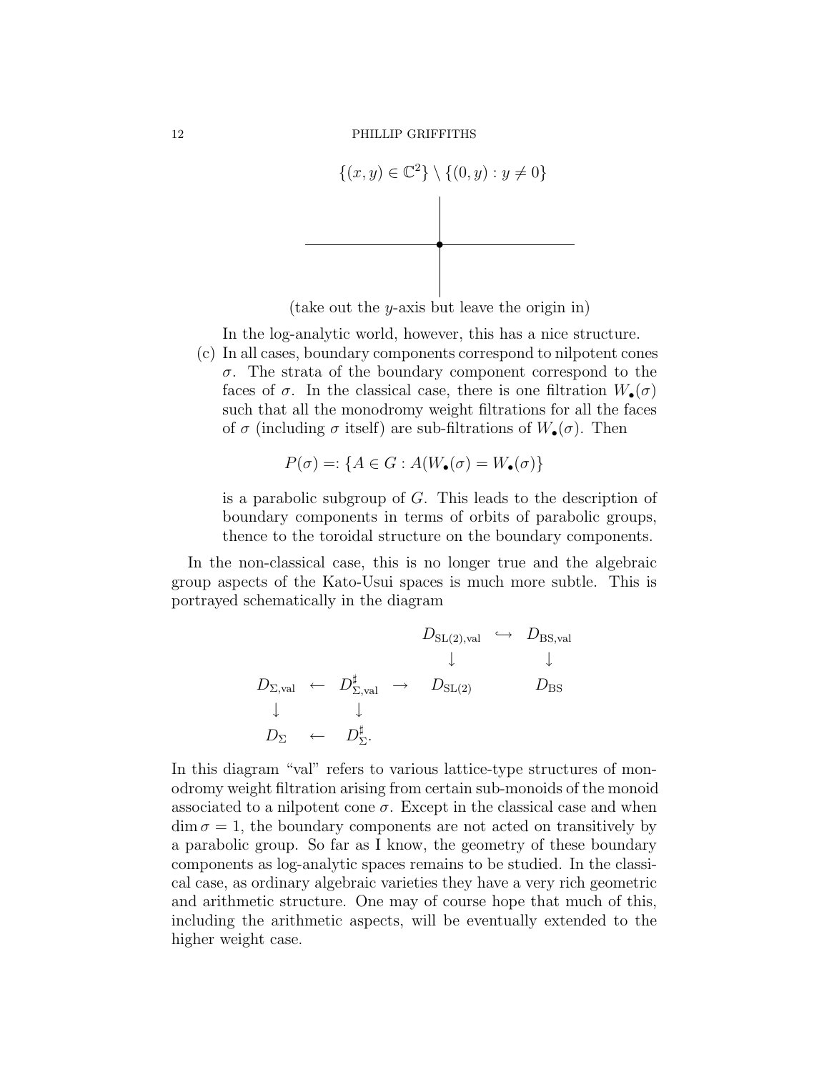$$\{(x, y) \in \mathbb{C}^2\} \setminus \{(0, y) : y \neq 0\}$$

(take out the $y$-axis but leave the origin in)

In the log-analytic world, however, this has a nice structure.

(c) In all cases, boundary components correspond to nilpotent cones $\sigma$. The strata of the boundary component correspond to the faces of $\sigma$. In the classical case, there is one filtration $W_\bullet(\sigma)$ such that all the monodromy weight filtrations for all the faces of $\sigma$ (including $\sigma$ itself) are sub-filtrations of $W_\bullet(\sigma)$. Then

$$P(\sigma) =: \{A \in G : A(W_\bullet(\sigma) = W_\bullet(\sigma)\}$$

is a parabolic subgroup of $G$. This leads to the description of boundary components in terms of orbits of parabolic groups, thence to the toroidal structure on the boundary components.

In the non-classical case, this is no longer true and the algebraic group aspects of the Kato-Usui spaces is much more subtle. This is portrayed schematically in the diagram

$$\begin{array}{ccccccc}
 & & & & D_{\mathrm{SL}(2),\mathrm{val}} & \hookrightarrow & D_{\mathrm{BS},\mathrm{val}} \\
 & & & & \downarrow & & \downarrow \\
D_{\Sigma,\mathrm{val}} & \leftarrow & D^\sharp_{\Sigma,\mathrm{val}} & \rightarrow & D_{\mathrm{SL}(2)} & & D_{\mathrm{BS}} \\
\downarrow & & \downarrow & & & & \\
D_\Sigma & \leftarrow & D^\sharp_\Sigma. & & & &
\end{array}$$

In this diagram "val" refers to various lattice-type structures of monodromy weight filtration arising from certain sub-monoids of the monoid associated to a nilpotent cone $\sigma$. Except in the classical case and when $\dim \sigma = 1$, the boundary components are not acted on transitively by a parabolic group. So far as I know, the geometry of these boundary components as log-analytic spaces remains to be studied. In the classical case, as ordinary algebraic varieties they have a very rich geometric and arithmetic structure. One may of course hope that much of this, including the arithmetic aspects, will be eventually extended to the higher weight case.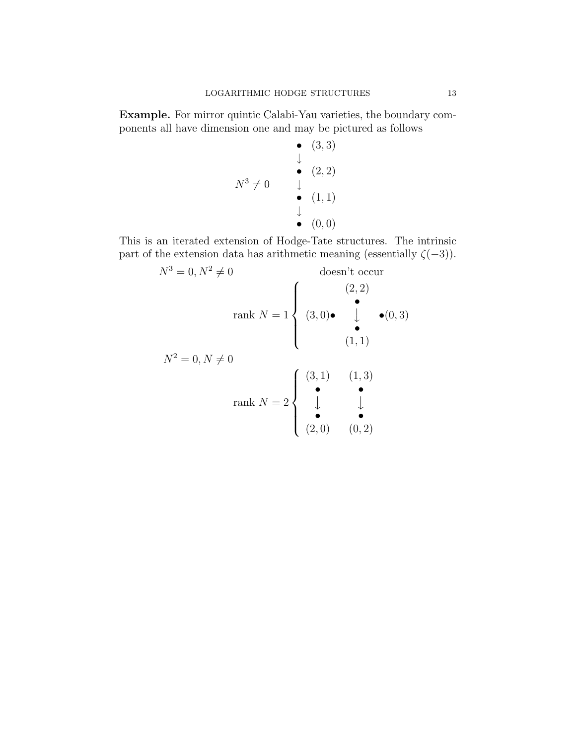**Example.** For mirror quintic Calabi-Yau varieties, the boundary components all have dimension one and may be pictured as follows

$$
N^3 \neq 0 \qquad
\begin{array}{l}
\bullet \ (3,3) \\
\downarrow \\
\bullet \ (2,2) \\
\downarrow \\
\bullet \ (1,1) \\
\downarrow \\
\bullet \ (0,0)
\end{array}
$$

This is an iterated extension of Hodge-Tate structures. The intrinsic part of the extension data has arithmetic meaning (essentially $\zeta(-3)$).

$N^3 = 0, N^2 \neq 0$ doesn't occur

$$
\text{rank } N = 1 \left\{
\begin{array}{ccc}
 & (2,2) & \\
 & \bullet & \\
(3,0)\bullet & \downarrow & \bullet(0,3) \\
 & \bullet & \\
 & (1,1) &
\end{array}
\right.
$$

$N^2 = 0, N \neq 0$

$$
\text{rank } N = 2 \left\{
\begin{array}{cc}
(3,1) & (1,3) \\
\bullet & \bullet \\
\downarrow & \downarrow \\
\bullet & \bullet \\
(2,0) & (0,2)
\end{array}
\right.
$$